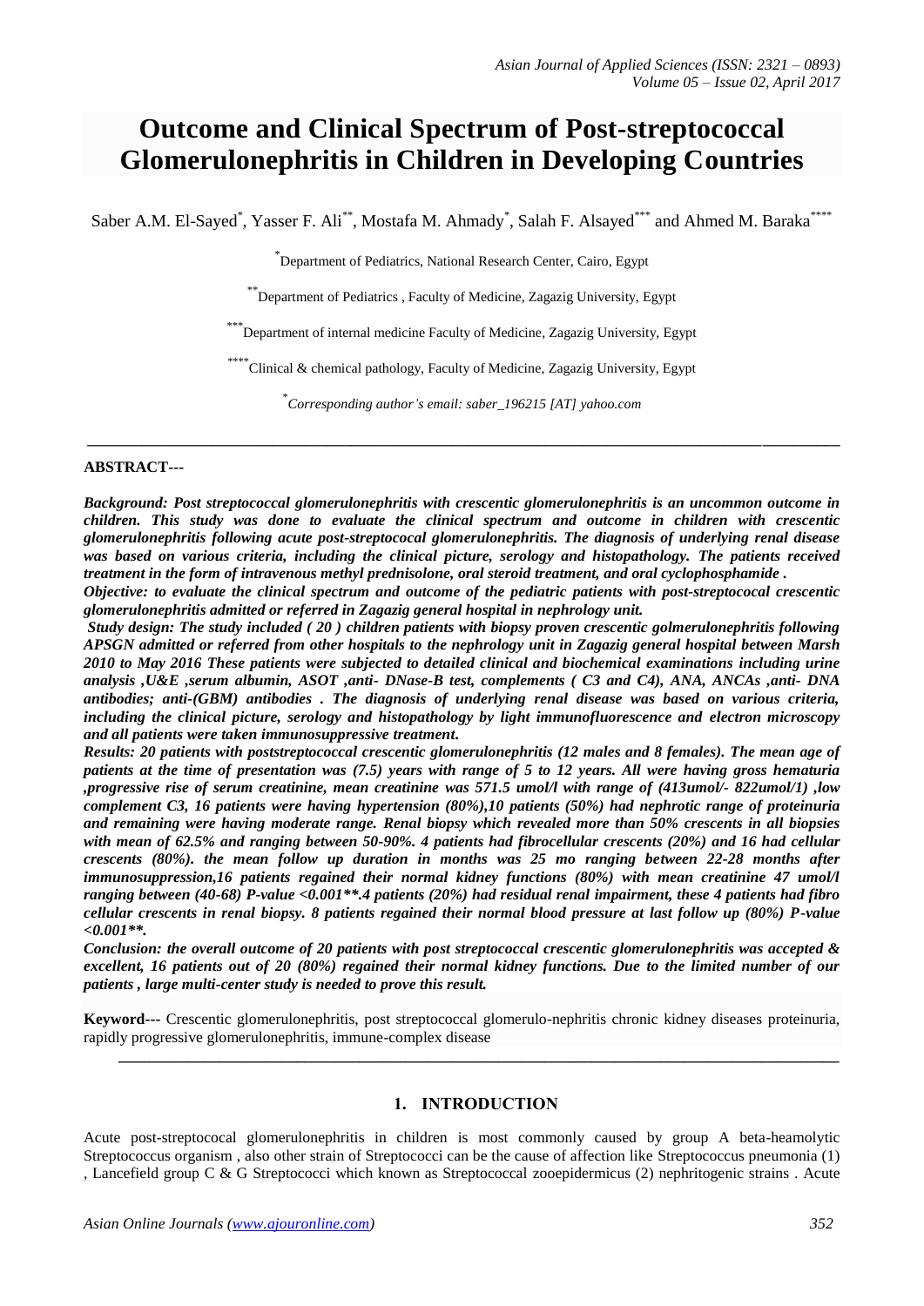# Outcome and Clinical Spectrum of Post-streptococcal Glomerulonephritis in Children in Developing Countries

Saber A.M. El-Sayed[*], Yasser F. Ali[**], Mostafa M. Ahmady[*], Salah F. Alsayed[***] and Ahmed M. Baraka[****]

[*]Department of Pediatrics, National Research Center, Cairo, Egypt

[**]Department of Pediatrics , Faculty of Medicine, Zagazig University, Egypt

[***]Department of internal medicine Faculty of Medicine, Zagazig University, Egypt

[****]Clinical & chemical pathology, Faculty of Medicine, Zagazig University, Egypt

*[*]Corresponding author's email: saber_196215 [AT] yahoo.com*

---

**ABSTRACT---**

***Background: Post streptococcal glomerulonephritis with crescentic glomerulonephritis is an uncommon outcome in children. This study was done to evaluate the clinical spectrum and outcome in children with crescentic glomerulonephritis following acute post-streptococcal glomerulonephritis. The diagnosis of underlying renal disease was based on various criteria, including the clinical picture, serology and histopathology. The patients received treatment in the form of intravenous methyl prednisolone, oral steroid treatment, and oral cyclophosphamide .***

***Objective: to evaluate the clinical spectrum and outcome of the pediatric patients with post-streptococal crescentic glomerulonephritis admitted or referred in Zagazig general hospital in nephrology unit.***

***Study design: The study included ( 20 ) children patients with biopsy proven crescentic golmerulonephritis following APSGN admitted or referred from other hospitals to the nephrology unit in Zagazig general hospital between Marsh 2010 to May 2016 These patients were subjected to detailed clinical and biochemical examinations including urine analysis ,U&E ,serum albumin, ASOT ,anti- DNase-B test, complements ( C3 and C4), ANA, ANCAs ,anti- DNA antibodies; anti-(GBM) antibodies . The diagnosis of underlying renal disease was based on various criteria, including the clinical picture, serology and histopathology by light immunofluorescence and electron microscopy and all patients were taken immunosuppressive treatment.***

***Results: 20 patients with poststreptococcal crescentic glomerulonephritis (12 males and 8 females). The mean age of patients at the time of presentation was (7.5) years with range of 5 to 12 years. All were having gross hematuria ,progressive rise of serum creatinine, mean creatinine was 571.5 umol/l with range of (413umol/- 822umol/1) ,low complement C3, 16 patients were having hypertension (80%),10 patients (50%) had nephrotic range of proteinuria and remaining were having moderate range. Renal biopsy which revealed more than 50% crescents in all biopsies with mean of 62.5% and ranging between 50-90%. 4 patients had fibrocellular crescents (20%) and 16 had cellular crescents (80%). the mean follow up duration in months was 25 mo ranging between 22-28 months after immunosuppression,16 patients regained their normal kidney functions (80%) with mean creatinine 47 umol/l ranging between (40-68) P-value <0.001**.4 patients (20%) had residual renal impairment, these 4 patients had fibro cellular crescents in renal biopsy. 8 patients regained their normal blood pressure at last follow up (80%) P-value <0.001**.***

***Conclusion: the overall outcome of 20 patients with post streptococcal crescentic glomerulonephritis was accepted & excellent, 16 patients out of 20 (80%) regained their normal kidney functions. Due to the limited number of our patients , large multi-center study is needed to prove this result.***

**Keyword---** Crescentic glomerulonephritis, post streptococcal glomerulo-nephritis chronic kidney diseases proteinuria, rapidly progressive glomerulonephritis, immune-complex disease

---

## 1. INTRODUCTION

Acute post-streptococal glomerulonephritis in children is most commonly caused by group A beta-heamolytic Streptococcus organism , also other strain of Streptococci can be the cause of affection like Streptococcus pneumonia (1) , Lancefield group C & G Streptococci which known as Streptococcal zooepidermicus (2) nephritogenic strains . Acute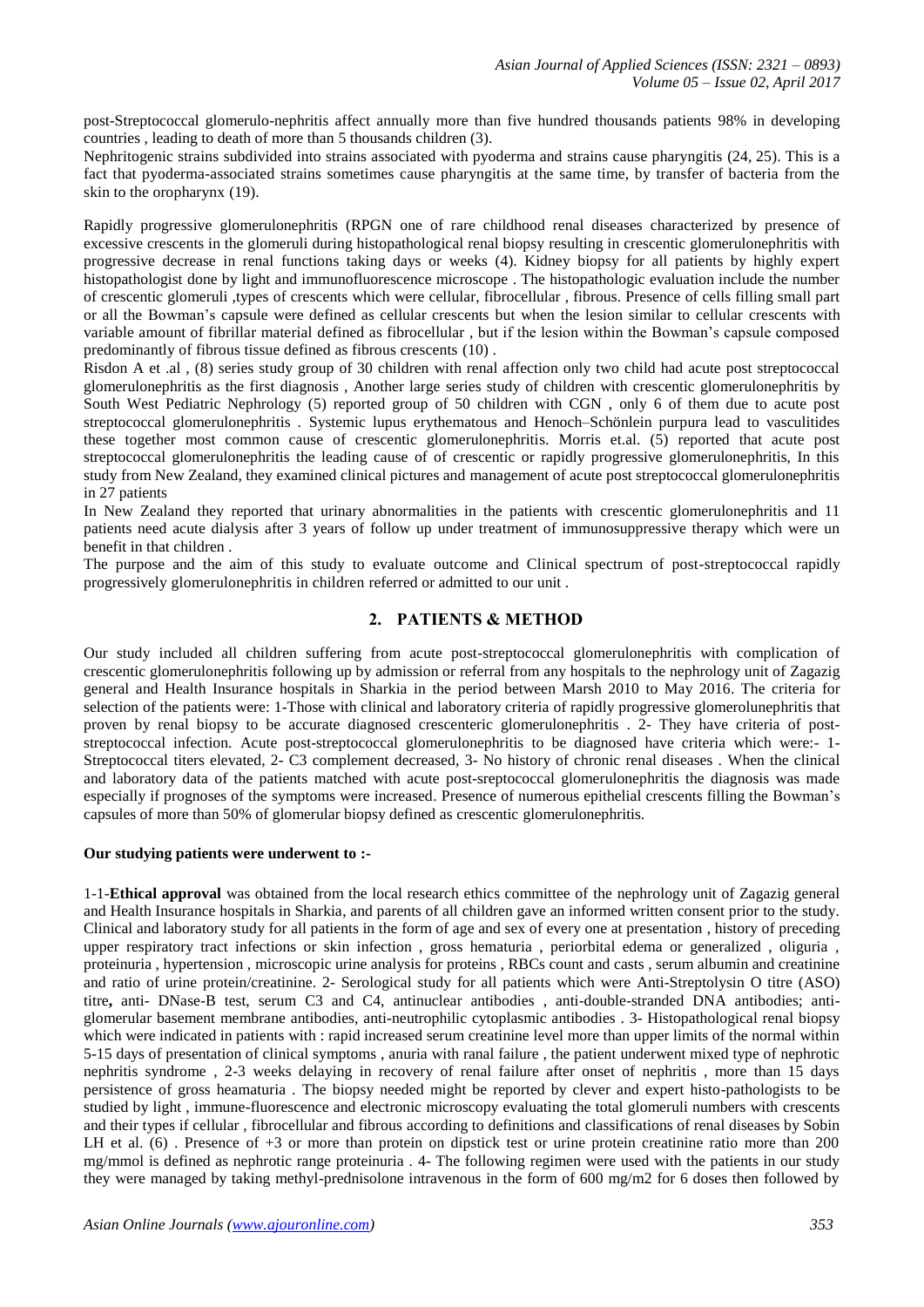post-Streptococcal glomerulo-nephritis affect annually more than five hundred thousands patients 98% in developing countries , leading to death of more than 5 thousands children (3).

Nephritogenic strains subdivided into strains associated with pyoderma and strains cause pharyngitis (24, 25). This is a fact that pyoderma-associated strains sometimes cause pharyngitis at the same time, by transfer of bacteria from the skin to the oropharynx (19).

Rapidly progressive glomerulonephritis (RPGN one of rare childhood renal diseases characterized by presence of excessive crescents in the glomeruli during histopathological renal biopsy resulting in crescentic glomerulonephritis with progressive decrease in renal functions taking days or weeks (4). Kidney biopsy for all patients by highly expert histopathologist done by light and immunofluorescence microscope . The histopathologic evaluation include the number of crescentic glomeruli ,types of crescents which were cellular, fibrocellular , fibrous. Presence of cells filling small part or all the Bowman's capsule were defined as cellular crescents but when the lesion similar to cellular crescents with variable amount of fibrillar material defined as fibrocellular , but if the lesion within the Bowman's capsule composed predominantly of fibrous tissue defined as fibrous crescents (10) .

Risdon A et .al , (8) series study group of 30 children with renal affection only two child had acute post streptococcal glomerulonephritis as the first diagnosis , Another large series study of children with crescentic glomerulonephritis by South West Pediatric Nephrology (5) reported group of 50 children with CGN , only 6 of them due to acute post streptococcal glomerulonephritis . Systemic lupus erythematous and Henoch–Schönlein purpura lead to vasculitides these together most common cause of crescentic glomerulonephritis. Morris et.al. (5) reported that acute post streptococcal glomerulonephritis the leading cause of of crescentic or rapidly progressive glomerulonephritis, In this study from New Zealand, they examined clinical pictures and management of acute post streptococcal glomerulonephritis in 27 patients

In New Zealand they reported that urinary abnormalities in the patients with crescentic glomerulonephritis and 11 patients need acute dialysis after 3 years of follow up under treatment of immunosuppressive therapy which were un benefit in that children .

The purpose and the aim of this study to evaluate outcome and Clinical spectrum of post-streptococcal rapidly progressively glomerulonephritis in children referred or admitted to our unit .

## 2. PATIENTS & METHOD

Our study included all children suffering from acute post-streptococcal glomerulonephritis with complication of crescentic glomerulonephritis following up by admission or referral from any hospitals to the nephrology unit of Zagazig general and Health Insurance hospitals in Sharkia in the period between Marsh 2010 to May 2016. The criteria for selection of the patients were: 1-Those with clinical and laboratory criteria of rapidly progressive glomerolunephritis that proven by renal biopsy to be accurate diagnosed crescenteric glomerulonephritis . 2- They have criteria of post-streptococcal infection. Acute post-streptococcal glomerulonephritis to be diagnosed have criteria which were:- 1- Streptococcal titers elevated, 2- C3 complement decreased, 3- No history of chronic renal diseases . When the clinical and laboratory data of the patients matched with acute post-sreptococcal glomerulonephritis the diagnosis was made especially if prognoses of the symptoms were increased. Presence of numerous epithelial crescents filling the Bowman's capsules of more than 50% of glomerular biopsy defined as crescentic glomerulonephritis.

**Our studying patients were underwent to :-**

1-1-**Ethical approval** was obtained from the local research ethics committee of the nephrology unit of Zagazig general and Health Insurance hospitals in Sharkia, and parents of all children gave an informed written consent prior to the study. Clinical and laboratory study for all patients in the form of age and sex of every one at presentation , history of preceding upper respiratory tract infections or skin infection , gross hematuria , periorbital edema or generalized , oliguria , proteinuria , hypertension , microscopic urine analysis for proteins , RBCs count and casts , serum albumin and creatinine and ratio of urine protein/creatinine. 2- Serological study for all patients which were Anti-Streptolysin O titre (ASO) titre**,** anti- DNase-B test, serum C3 and C4, antinuclear antibodies , anti-double-stranded DNA antibodies; anti-glomerular basement membrane antibodies, anti-neutrophilic cytoplasmic antibodies . 3- Histopathological renal biopsy which were indicated in patients with : rapid increased serum creatinine level more than upper limits of the normal within 5-15 days of presentation of clinical symptoms , anuria with ranal failure , the patient underwent mixed type of nephrotic nephritis syndrome , 2-3 weeks delaying in recovery of renal failure after onset of nephritis , more than 15 days persistence of gross heamaturia . The biopsy needed might be reported by clever and expert histo-pathologists to be studied by light , immune-fluorescence and electronic microscopy evaluating the total glomeruli numbers with crescents and their types if cellular , fibrocellular and fibrous according to definitions and classifications of renal diseases by Sobin LH et al. (6) . Presence of +3 or more than protein on dipstick test or urine protein creatinine ratio more than 200 mg/mmol is defined as nephrotic range proteinuria . 4- The following regimen were used with the patients in our study they were managed by taking methyl-prednisolone intravenous in the form of 600 mg/m2 for 6 doses then followed by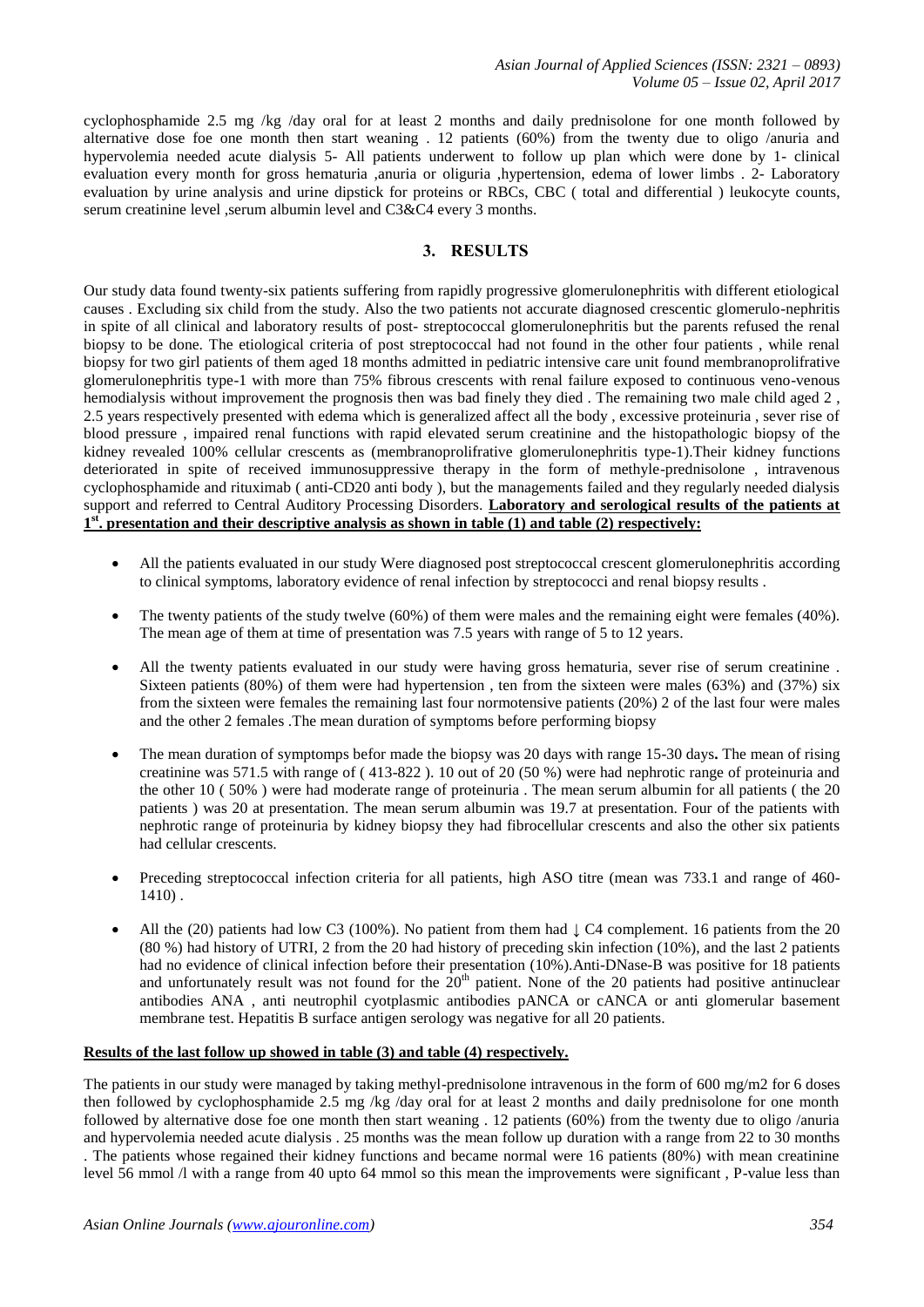cyclophosphamide 2.5 mg /kg /day oral for at least 2 months and daily prednisolone for one month followed by alternative dose foe one month then start weaning . 12 patients (60%) from the twenty due to oligo /anuria and hypervolemia needed acute dialysis 5- All patients underwent to follow up plan which were done by 1- clinical evaluation every month for gross hematuria ,anuria or oliguria ,hypertension, edema of lower limbs . 2- Laboratory evaluation by urine analysis and urine dipstick for proteins or RBCs, CBC ( total and differential ) leukocyte counts, serum creatinine level ,serum albumin level and C3&C4 every 3 months.

## 3. RESULTS

Our study data found twenty-six patients suffering from rapidly progressive glomerulonephritis with different etiological causes . Excluding six child from the study. Also the two patients not accurate diagnosed crescentic glomerulo-nephritis in spite of all clinical and laboratory results of post- streptococcal glomerulonephritis but the parents refused the renal biopsy to be done. The etiological criteria of post streptococcal had not found in the other four patients , while renal biopsy for two girl patients of them aged 18 months admitted in pediatric intensive care unit found membranoprolifrative glomerulonephritis type-1 with more than 75% fibrous crescents with renal failure exposed to continuous veno-venous hemodialysis without improvement the prognosis then was bad finely they died . The remaining two male child aged 2 , 2.5 years respectively presented with edema which is generalized affect all the body , excessive proteinuria , sever rise of blood pressure , impaired renal functions with rapid elevated serum creatinine and the histopathologic biopsy of the kidney revealed 100% cellular crescents as (membranoprolifrative glomerulonephritis type-1).Their kidney functions deteriorated in spite of received immunosuppressive therapy in the form of methyle-prednisolone , intravenous cyclophosphamide and rituximab ( anti-CD20 anti body ), but the managements failed and they regularly needed dialysis support and referred to Central Auditory Processing Disorders. **Laboratory and serological results of the patients at 1st. presentation and their descriptive analysis as shown in table (1) and table (2) respectively:**

- All the patients evaluated in our study Were diagnosed post streptococcal crescent glomerulonephritis according to clinical symptoms, laboratory evidence of renal infection by streptococci and renal biopsy results .
- The twenty patients of the study twelve (60%) of them were males and the remaining eight were females (40%). The mean age of them at time of presentation was 7.5 years with range of 5 to 12 years.
- All the twenty patients evaluated in our study were having gross hematuria, sever rise of serum creatinine . Sixteen patients (80%) of them were had hypertension , ten from the sixteen were males (63%) and (37%) six from the sixteen were females the remaining last four normotensive patients (20%) 2 of the last four were males and the other 2 females .The mean duration of symptoms before performing biopsy
- The mean duration of symptomps befor made the biopsy was 20 days with range 15-30 days**.** The mean of rising creatinine was 571.5 with range of ( 413-822 ). 10 out of 20 (50 %) were had nephrotic range of proteinuria and the other 10 ( 50% ) were had moderate range of proteinuria . The mean serum albumin for all patients ( the 20 patients ) was 20 at presentation. The mean serum albumin was 19.7 at presentation. Four of the patients with nephrotic range of proteinuria by kidney biopsy they had fibrocellular crescents and also the other six patients had cellular crescents.
- Preceding streptococcal infection criteria for all patients, high ASO titre (mean was 733.1 and range of 460-1410) .
- All the (20) patients had low C3 (100%). No patient from them had ↓ C4 complement. 16 patients from the 20 (80 %) had history of UTRI, 2 from the 20 had history of preceding skin infection (10%), and the last 2 patients had no evidence of clinical infection before their presentation (10%).Anti-DNase-B was positive for 18 patients and unfortunately result was not found for the 20th patient. None of the 20 patients had positive antinuclear antibodies ANA , anti neutrophil cyotplasmic antibodies pANCA or cANCA or anti glomerular basement membrane test. Hepatitis B surface antigen serology was negative for all 20 patients.

**Results of the last follow up showed in table (3) and table (4) respectively.**

The patients in our study were managed by taking methyl-prednisolone intravenous in the form of 600 mg/m2 for 6 doses then followed by cyclophosphamide 2.5 mg /kg /day oral for at least 2 months and daily prednisolone for one month followed by alternative dose foe one month then start weaning . 12 patients (60%) from the twenty due to oligo /anuria and hypervolemia needed acute dialysis . 25 months was the mean follow up duration with a range from 22 to 30 months . The patients whose regained their kidney functions and became normal were 16 patients (80%) with mean creatinine level 56 mmol /l with a range from 40 upto 64 mmol so this mean the improvements were significant , P-value less than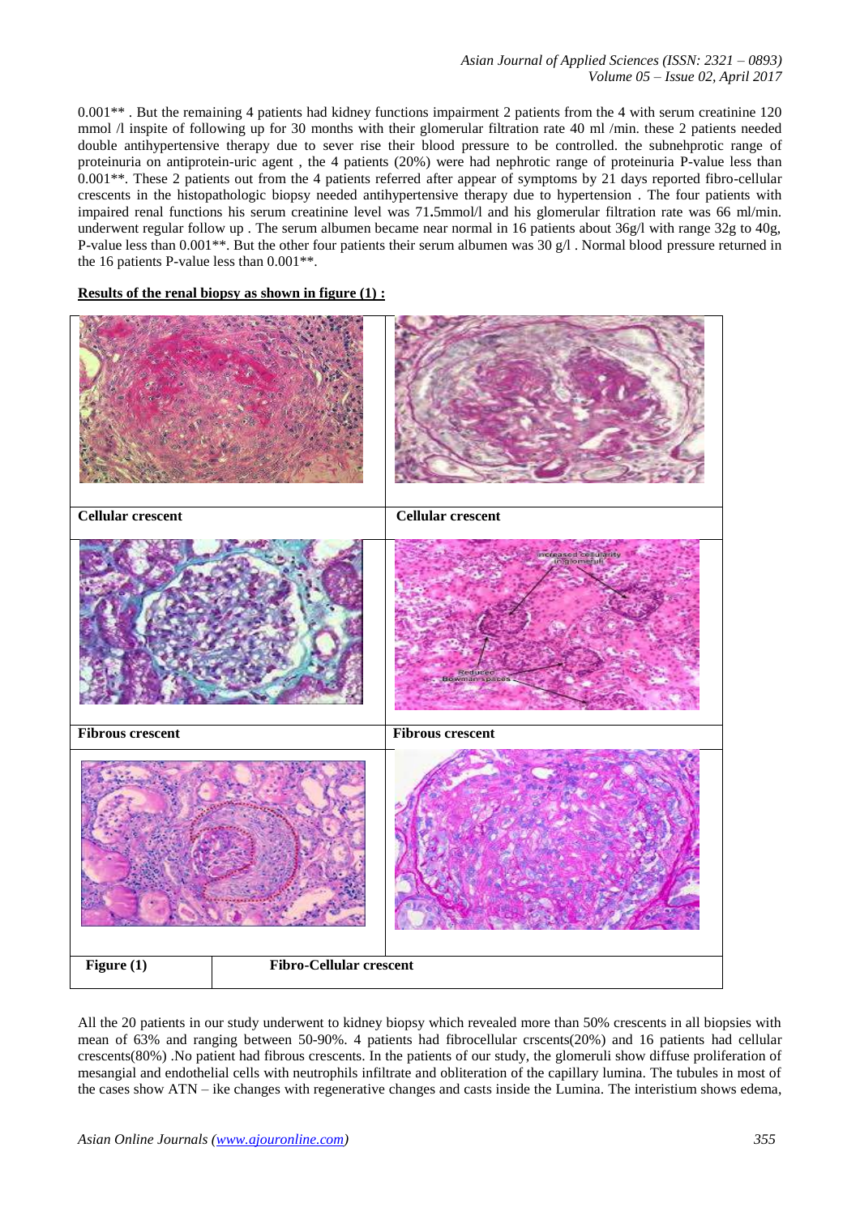0.001** . But the remaining 4 patients had kidney functions impairment 2 patients from the 4 with serum creatinine 120 mmol /l inspite of following up for 30 months with their glomerular filtration rate 40 ml /min. these 2 patients needed double antihypertensive therapy due to sever rise their blood pressure to be controlled. the subnehprotic range of proteinuria on antiprotein-uric agent , the 4 patients (20%) were had nephrotic range of proteinuria P-value less than 0.001**. These 2 patients out from the 4 patients referred after appear of symptoms by 21 days reported fibro-cellular crescents in the histopathologic biopsy needed antihypertensive therapy due to hypertension . The four patients with impaired renal functions his serum creatinine level was 71.5mmol/l and his glomerular filtration rate was 66 ml/min. underwent regular follow up . The serum albumen became near normal in 16 patients about 36g/l with range 32g to 40g, P-value less than 0.001**. But the other four patients their serum albumen was 30 g/l . Normal blood pressure returned in the 16 patients P-value less than 0.001**.

**Results of the renal biopsy as shown in figure (1) :**

| | |
|---|---|
| **Cellular crescent** | **Cellular crescent** |
| **Fibrous crescent** | **Fibrous crescent** |
| **Figure (1)** | **Fibro-Cellular crescent** |

All the 20 patients in our study underwent to kidney biopsy which revealed more than 50% crescents in all biopsies with mean of 63% and ranging between 50-90%. 4 patients had fibrocellular crscents(20%) and 16 patients had cellular crescents(80%) .No patient had fibrous crescents. In the patients of our study, the glomeruli show diffuse proliferation of mesangial and endothelial cells with neutrophils infiltrate and obliteration of the capillary lumina. The tubules in most of the cases show ATN – ike changes with regenerative changes and casts inside the Lumina. The interistium shows edema,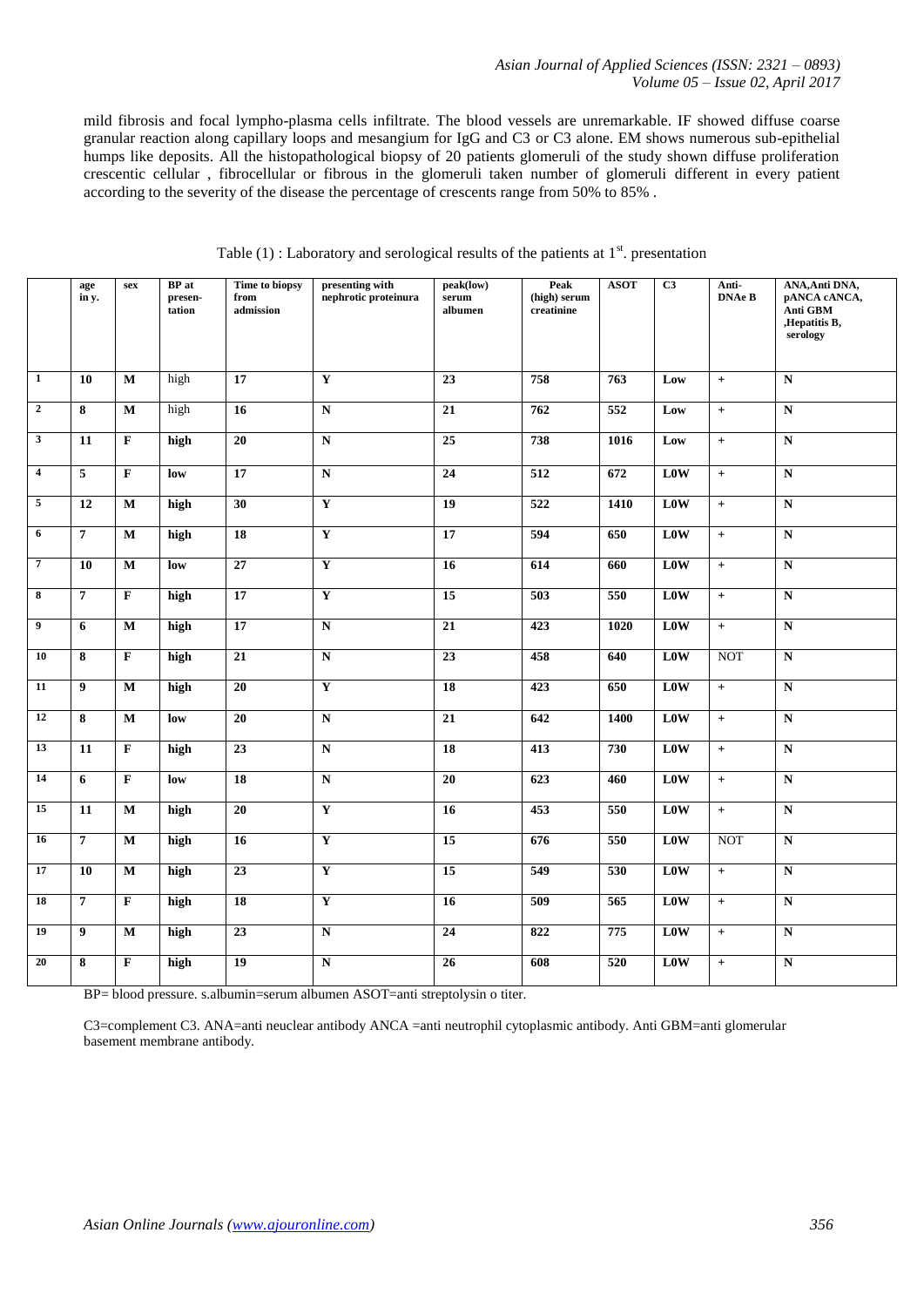mild fibrosis and focal lympho-plasma cells infiltrate. The blood vessels are unremarkable. IF showed diffuse coarse granular reaction along capillary loops and mesangium for IgG and C3 or C3 alone. EM shows numerous sub-epithelial humps like deposits. All the histopathological biopsy of 20 patients glomeruli of the study shown diffuse proliferation crescentic cellular , fibrocellular or fibrous in the glomeruli taken number of glomeruli different in every patient according to the severity of the disease the percentage of crescents range from 50% to 85% .

Table (1) : Laboratory and serological results of the patients at 1st. presentation

| | age in y. | sex | BP at presen-tation | Time to biopsy from admission | presenting with nephrotic proteinura | peak(low) serum albumen | Peak (high) serum creatinine | ASOT | C3 | Anti-DNAe B | ANA,Anti DNA, pANCA cANCA, Anti GBM ,Hepatitis B, serology |
|---|---|---|---|---|---|---|---|---|---|---|---|
| **1** | **10** | **M** | high | **17** | **Y** | **23** | **758** | **763** | **Low** | + | **N** |
| **2** | **8** | **M** | high | **16** | **N** | **21** | **762** | **552** | **Low** | + | **N** |
| **3** | **11** | **F** | **high** | **20** | **N** | **25** | **738** | **1016** | **Low** | + | **N** |
| **4** | **5** | **F** | **low** | **17** | **N** | **24** | **512** | **672** | **L0W** | + | **N** |
| **5** | **12** | **M** | **high** | **30** | **Y** | **19** | **522** | **1410** | **L0W** | + | **N** |
| **6** | **7** | **M** | **high** | **18** | **Y** | **17** | **594** | **650** | **L0W** | + | **N** |
| **7** | **10** | **M** | **low** | **27** | **Y** | **16** | **614** | **660** | **L0W** | + | **N** |
| **8** | **7** | **F** | **high** | **17** | **Y** | **15** | **503** | **550** | **L0W** | + | **N** |
| **9** | **6** | **M** | **high** | **17** | **N** | **21** | **423** | **1020** | **L0W** | + | **N** |
| **10** | **8** | **F** | **high** | **21** | **N** | **23** | **458** | **640** | **L0W** | NOT | **N** |
| **11** | **9** | **M** | **high** | **20** | **Y** | **18** | **423** | **650** | **L0W** | + | **N** |
| **12** | **8** | **M** | **low** | **20** | **N** | **21** | **642** | **1400** | **L0W** | + | **N** |
| **13** | **11** | **F** | **high** | **23** | **N** | **18** | **413** | **730** | **L0W** | + | **N** |
| **14** | **6** | **F** | **low** | **18** | **N** | **20** | **623** | **460** | **L0W** | + | **N** |
| **15** | **11** | **M** | **high** | **20** | **Y** | **16** | **453** | **550** | **L0W** | + | **N** |
| **16** | **7** | **M** | **high** | **16** | **Y** | **15** | **676** | **550** | **L0W** | NOT | **N** |
| **17** | **10** | **M** | **high** | **23** | **Y** | **15** | **549** | **530** | **L0W** | + | **N** |
| **18** | **7** | **F** | **high** | **18** | **Y** | **16** | **509** | **565** | **L0W** | + | **N** |
| **19** | **9** | **M** | **high** | **23** | **N** | **24** | **822** | **775** | **L0W** | + | **N** |
| **20** | **8** | **F** | **high** | **19** | **N** | **26** | **608** | **520** | **L0W** | + | **N** |

BP= blood pressure. s.albumin=serum albumen ASOT=anti streptolysin o titer.

C3=complement C3. ANA=anti neuclear antibody ANCA =anti neutrophil cytoplasmic antibody. Anti GBM=anti glomerular basement membrane antibody.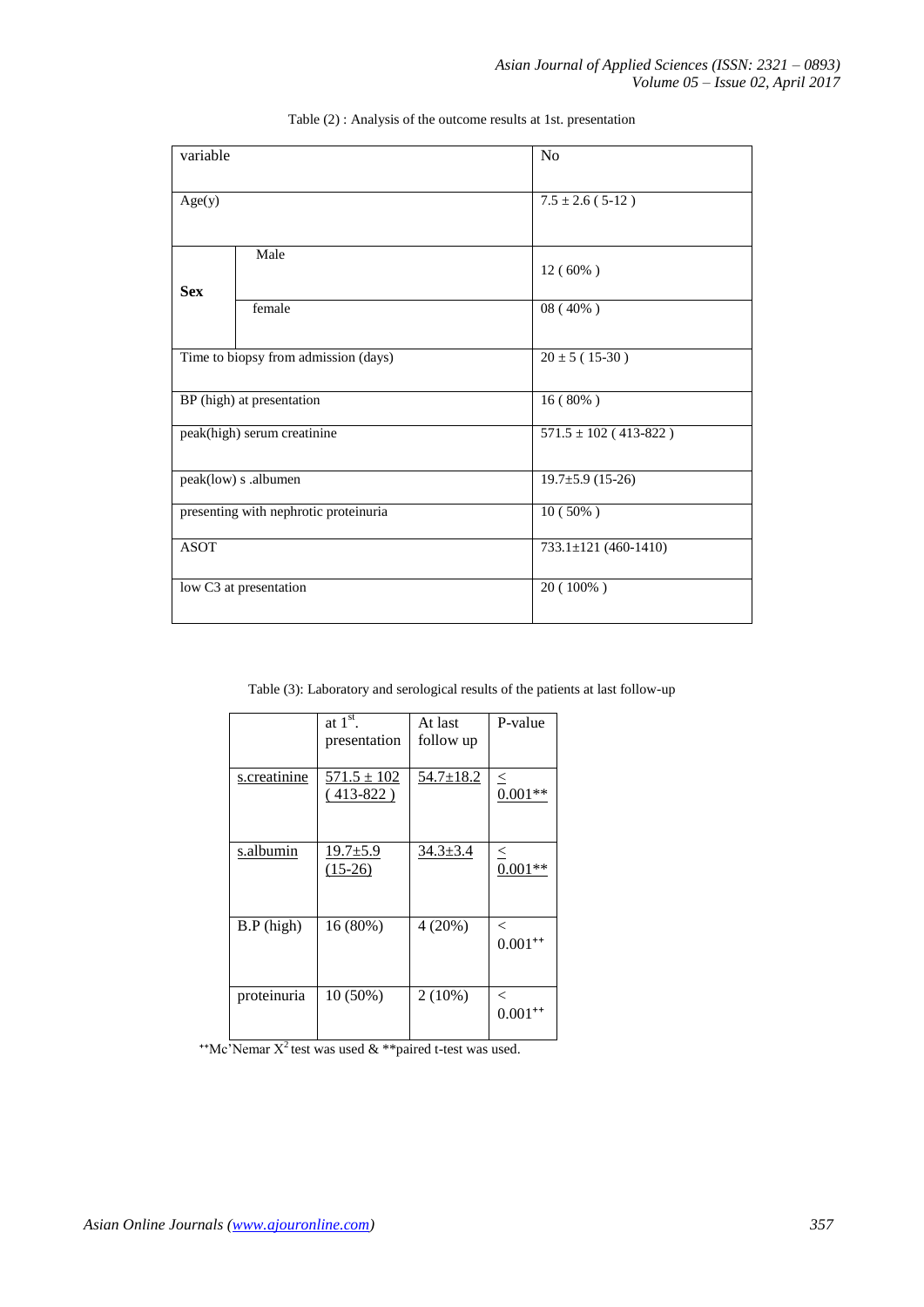Table (2) : Analysis of the outcome results at 1st. presentation

| variable | | No |
|---|---|---|
| Age(y) | | 7.5 ± 2.6 ( 5-12 ) |
| **Sex** | Male | 12 ( 60% ) |
| | female | 08 ( 40% ) |
| Time to biopsy from admission (days) | | 20 ± 5 ( 15-30 ) |
| BP (high) at presentation | | 16 ( 80% ) |
| peak(high) serum creatinine | | 571.5 ± 102 ( 413-822 ) |
| peak(low) s .albumen | | 19.7±5.9 (15-26) |
| presenting with nephrotic proteinuria | | 10 ( 50% ) |
| ASOT | | 733.1±121 (460-1410) |
| low C3 at presentation | | 20 ( 100% ) |

Table (3): Laboratory and serological results of the patients at last follow-up

| | at 1st. presentation | At last follow up | P-value |
|---|---|---|---|
| s.creatinine | 571.5 ± 102 ( 413-822 ) | 54.7±18.2 | ≤ 0.001** |
| s.albumin | 19.7±5.9 (15-26) | 34.3±3.4 | ≤ 0.001** |
| B.P (high) | 16 (80%) | 4 (20%) | < 0.001++ |
| proteinuria | 10 (50%) | 2 (10%) | < 0.001++ |

++Mc'Nemar $X^2$ test was used & **paired t-test was used.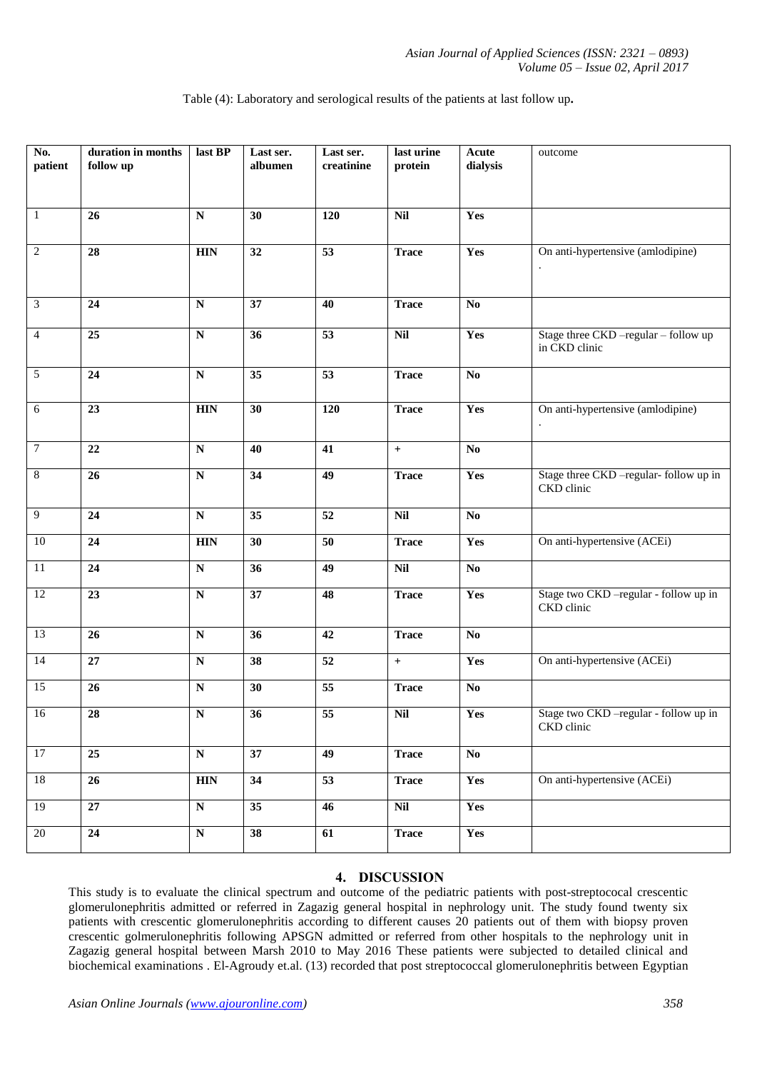Table (4): Laboratory and serological results of the patients at last follow up**.**

| No. patient | duration in months follow up | last BP | Last ser. albumen | Last ser. creatinine | last urine protein | Acute dialysis | outcome |
|---|---|---|---|---|---|---|---|
| 1 | **26** | **N** | **30** | **120** | **Nil** | **Yes** | |
| 2 | **28** | **HIN** | **32** | **53** | **Trace** | **Yes** | On anti-hypertensive (amlodipine) . |
| 3 | **24** | **N** | **37** | **40** | **Trace** | **No** | |
| 4 | **25** | **N** | **36** | **53** | **Nil** | **Yes** | Stage three CKD –regular – follow up in CKD clinic |
| 5 | **24** | **N** | **35** | **53** | **Trace** | **No** | |
| 6 | **23** | **HIN** | **30** | **120** | **Trace** | **Yes** | On anti-hypertensive (amlodipine) . |
| 7 | **22** | **N** | **40** | **41** | **+** | **No** | |
| 8 | **26** | **N** | **34** | **49** | **Trace** | **Yes** | Stage three CKD –regular- follow up in CKD clinic |
| 9 | **24** | **N** | **35** | **52** | **Nil** | **No** | |
| 10 | **24** | **HIN** | **30** | **50** | **Trace** | **Yes** | On anti-hypertensive (ACEi) |
| 11 | **24** | **N** | **36** | **49** | **Nil** | **No** | |
| 12 | **23** | **N** | **37** | **48** | **Trace** | **Yes** | Stage two CKD –regular - follow up in CKD clinic |
| 13 | **26** | **N** | **36** | **42** | **Trace** | **No** | |
| 14 | **27** | **N** | **38** | **52** | **+** | **Yes** | On anti-hypertensive (ACEi) |
| 15 | **26** | **N** | **30** | **55** | **Trace** | **No** | |
| 16 | **28** | **N** | **36** | **55** | **Nil** | **Yes** | Stage two CKD –regular - follow up in CKD clinic |
| 17 | **25** | **N** | **37** | **49** | **Trace** | **No** | |
| 18 | **26** | **HIN** | **34** | **53** | **Trace** | **Yes** | On anti-hypertensive (ACEi) |
| 19 | **27** | **N** | **35** | **46** | **Nil** | **Yes** | |
| 20 | **24** | **N** | **38** | **61** | **Trace** | **Yes** | |

## 4. DISCUSSION

This study is to evaluate the clinical spectrum and outcome of the pediatric patients with post-streptococal crescentic glomerulonephritis admitted or referred in Zagazig general hospital in nephrology unit. The study found twenty six patients with crescentic glomerulonephritis according to different causes 20 patients out of them with biopsy proven crescentic golmerulonephritis following APSGN admitted or referred from other hospitals to the nephrology unit in Zagazig general hospital between Marsh 2010 to May 2016 These patients were subjected to detailed clinical and biochemical examinations . El-Agroudy et.al. (13) recorded that post streptococcal glomerulonephritis between Egyptian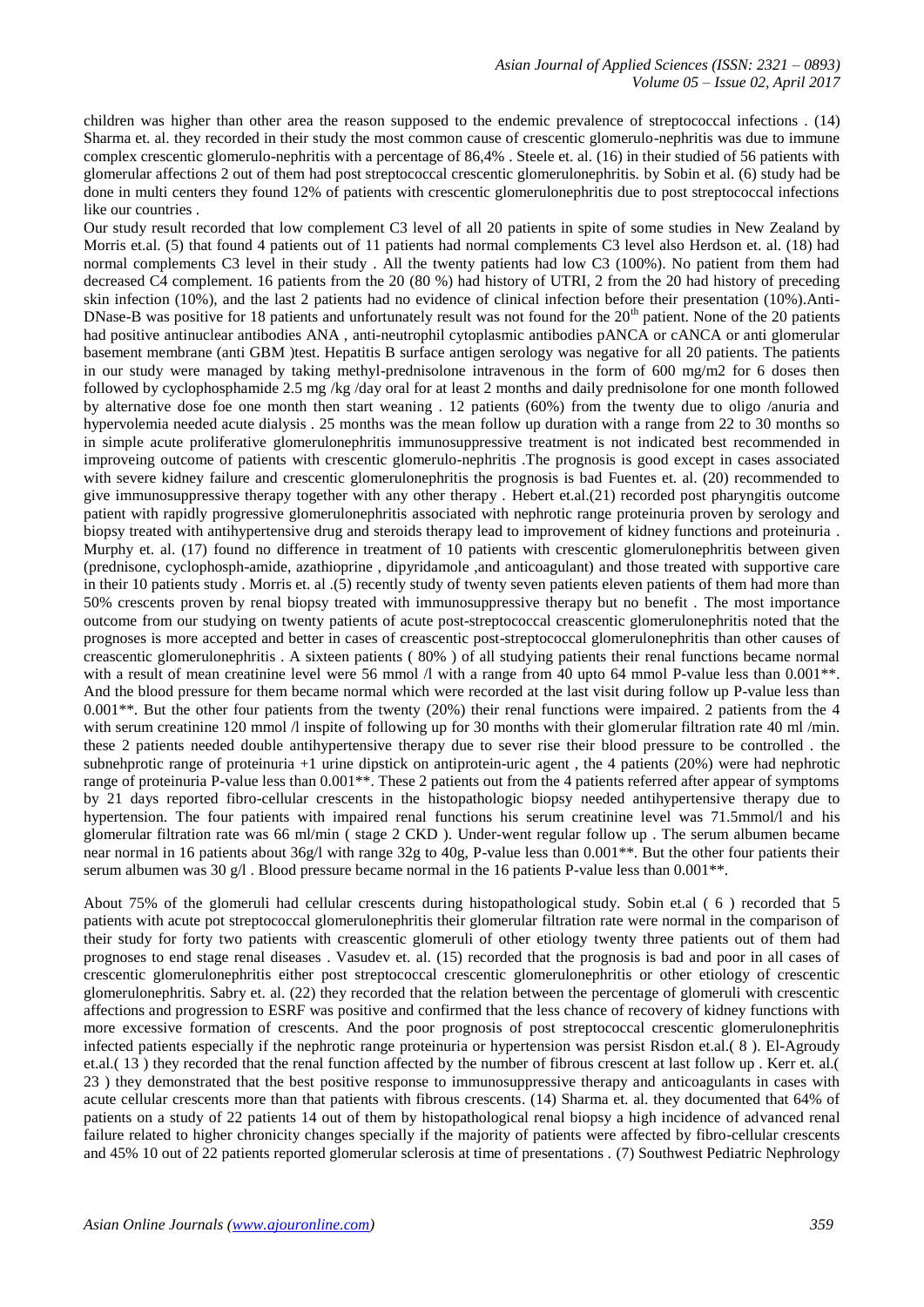children was higher than other area the reason supposed to the endemic prevalence of streptococcal infections . (14) Sharma et. al. they recorded in their study the most common cause of crescentic glomerulo-nephritis was due to immune complex crescentic glomerulo-nephritis with a percentage of 86,4% . Steele et. al. (16) in their studied of 56 patients with glomerular affections 2 out of them had post streptococcal crescentic glomerulonephritis. by Sobin et al. (6) study had be done in multi centers they found 12% of patients with crescentic glomerulonephritis due to post streptococcal infections like our countries .

Our study result recorded that low complement C3 level of all 20 patients in spite of some studies in New Zealand by Morris et.al. (5) that found 4 patients out of 11 patients had normal complements C3 level also Herdson et. al. (18) had normal complements C3 level in their study . All the twenty patients had low C3 (100%). No patient from them had decreased C4 complement. 16 patients from the 20 (80 %) had history of UTRI, 2 from the 20 had history of preceding skin infection (10%), and the last 2 patients had no evidence of clinical infection before their presentation (10%).Anti-DNase-B was positive for 18 patients and unfortunately result was not found for the 20th patient. None of the 20 patients had positive antinuclear antibodies ANA , anti-neutrophil cytoplasmic antibodies pANCA or cANCA or anti glomerular basement membrane (anti GBM )test. Hepatitis B surface antigen serology was negative for all 20 patients. The patients in our study were managed by taking methyl-prednisolone intravenous in the form of 600 mg/m2 for 6 doses then followed by cyclophosphamide 2.5 mg /kg /day oral for at least 2 months and daily prednisolone for one month followed by alternative dose foe one month then start weaning . 12 patients (60%) from the twenty due to oligo /anuria and hypervolemia needed acute dialysis . 25 months was the mean follow up duration with a range from 22 to 30 months so in simple acute proliferative glomerulonephritis immunosuppressive treatment is not indicated best recommended in improveing outcome of patients with crescentic glomerulo-nephritis .The prognosis is good except in cases associated with severe kidney failure and crescentic glomerulonephritis the prognosis is bad Fuentes et. al. (20) recommended to give immunosuppressive therapy together with any other therapy . Hebert et.al.(21) recorded post pharyngitis outcome patient with rapidly progressive glomerulonephritis associated with nephrotic range proteinuria proven by serology and biopsy treated with antihypertensive drug and steroids therapy lead to improvement of kidney functions and proteinuria . Murphy et. al. (17) found no difference in treatment of 10 patients with crescentic glomerulonephritis between given (prednisone, cyclophosph-amide, azathioprine , dipyridamole ,and anticoagulant) and those treated with supportive care in their 10 patients study . Morris et. al .(5) recently study of twenty seven patients eleven patients of them had more than 50% crescents proven by renal biopsy treated with immunosuppressive therapy but no benefit . The most importance outcome from our studying on twenty patients of acute post-streptococcal creascentic glomerulonephritis noted that the prognoses is more accepted and better in cases of creascentic post-streptococcal glomerulonephritis than other causes of creascentic glomerulonephritis . A sixteen patients ( 80% ) of all studying patients their renal functions became normal with a result of mean creatinine level were 56 mmol /l with a range from 40 upto 64 mmol P-value less than 0.001**. And the blood pressure for them became normal which were recorded at the last visit during follow up P-value less than 0.001**. But the other four patients from the twenty (20%) their renal functions were impaired. 2 patients from the 4 with serum creatinine 120 mmol /l inspite of following up for 30 months with their glomerular filtration rate 40 ml /min. these 2 patients needed double antihypertensive therapy due to sever rise their blood pressure to be controlled . the subnehprotic range of proteinuria +1 urine dipstick on antiprotein-uric agent , the 4 patients (20%) were had nephrotic range of proteinuria P-value less than 0.001**. These 2 patients out from the 4 patients referred after appear of symptoms by 21 days reported fibro-cellular crescents in the histopathologic biopsy needed antihypertensive therapy due to hypertension. The four patients with impaired renal functions his serum creatinine level was 71.5mmol/l and his glomerular filtration rate was 66 ml/min ( stage 2 CKD ). Under-went regular follow up . The serum albumen became near normal in 16 patients about 36g/l with range 32g to 40g, P-value less than 0.001**. But the other four patients their serum albumen was 30 g/l . Blood pressure became normal in the 16 patients P-value less than 0.001**.

About 75% of the glomeruli had cellular crescents during histopathological study. Sobin et.al ( 6 ) recorded that 5 patients with acute pot streptococcal glomerulonephritis their glomerular filtration rate were normal in the comparison of their study for forty two patients with creascentic glomeruli of other etiology twenty three patients out of them had prognoses to end stage renal diseases . Vasudev et. al. (15) recorded that the prognosis is bad and poor in all cases of crescentic glomerulonephritis either post streptococcal crescentic glomerulonephritis or other etiology of crescentic glomerulonephritis. Sabry et. al. (22) they recorded that the relation between the percentage of glomeruli with crescentic affections and progression to ESRF was positive and confirmed that the less chance of recovery of kidney functions with more excessive formation of crescents. And the poor prognosis of post streptococcal crescentic glomerulonephritis infected patients especially if the nephrotic range proteinuria or hypertension was persist Risdon et.al.( 8 ). El-Agroudy et.al.( 13 ) they recorded that the renal function affected by the number of fibrous crescent at last follow up . Kerr et. al.( 23 ) they demonstrated that the best positive response to immunosuppressive therapy and anticoagulants in cases with acute cellular crescents more than that patients with fibrous crescents. (14) Sharma et. al. they documented that 64% of patients on a study of 22 patients 14 out of them by histopathological renal biopsy a high incidence of advanced renal failure related to higher chronicity changes specially if the majority of patients were affected by fibro-cellular crescents and 45% 10 out of 22 patients reported glomerular sclerosis at time of presentations . (7) Southwest Pediatric Nephrology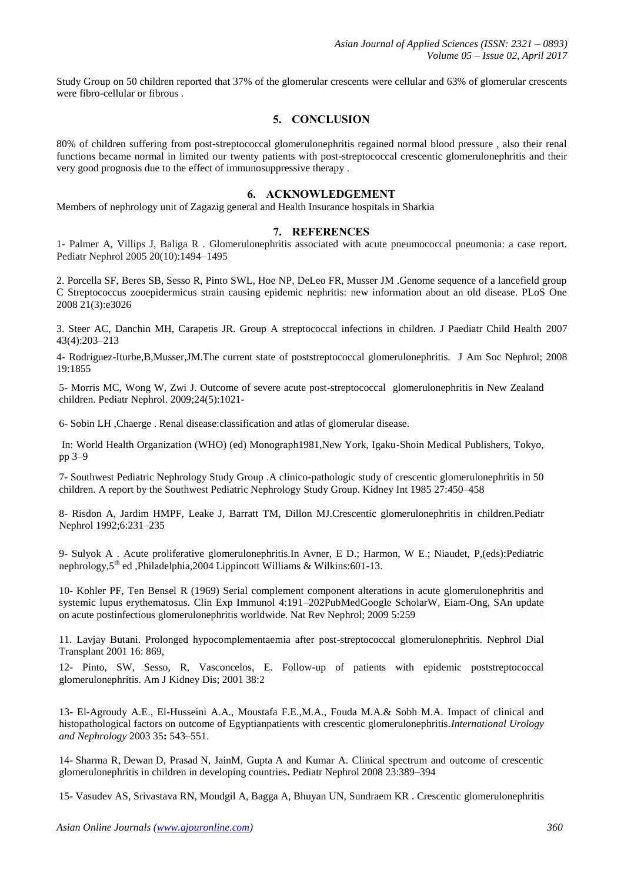Study Group on 50 children reported that 37% of the glomerular crescents were cellular and 63% of glomerular crescents were fibro-cellular or fibrous .

## 5. CONCLUSION

80% of children suffering from post-streptococcal glomerulonephritis regained normal blood pressure , also their renal functions became normal in limited our twenty patients with post-streptococcal crescentic glomerulonephritis and their very good prognosis due to the effect of immunosuppressive therapy .

## 6. ACKNOWLEDGEMENT

Members of nephrology unit of Zagazig general and Health Insurance hospitals in Sharkia

## 7. REFERENCES

1- Palmer A, Villips J, Baliga R . Glomerulonephritis associated with acute pneumococcal pneumonia: a case report. Pediatr Nephrol 2005 20(10):1494–1495

2. Porcella SF, Beres SB, Sesso R, Pinto SWL, Hoe NP, DeLeo FR, Musser JM .Genome sequence of a lancefield group C Streptococcus zooepidermicus strain causing epidemic nephritis: new information about an old disease. PLoS One 2008 21(3):e3026

3. Steer AC, Danchin MH, Carapetis JR. Group A streptococcal infections in children. J Paediatr Child Health 2007 43(4):203–213

4- Rodriguez-Iturbe,B,Musser,JM.The current state of poststreptococcal glomerulonephritis. J Am Soc Nephrol; 2008 19:1855

5- Morris MC, Wong W, Zwi J. Outcome of severe acute post-streptococcal glomerulonephritis in New Zealand children. Pediatr Nephrol. 2009;24(5):1021-

6- Sobin LH ,Chaerge . Renal disease:classification and atlas of glomerular disease.

In: World Health Organization (WHO) (ed) Monograph1981,New York, Igaku-Shoin Medical Publishers, Tokyo, pp 3–9

7- Southwest Pediatric Nephrology Study Group .A clinico-pathologic study of crescentic glomerulonephritis in 50 children. A report by the Southwest Pediatric Nephrology Study Group. Kidney Int 1985 27:450–458

8- Risdon A, Jardim HMPF, Leake J, Barratt TM, Dillon MJ.Crescentic glomerulonephritis in children.Pediatr Nephrol 1992;6:231–235

9- Sulyok A . Acute proliferative glomerulonephritis.In Avner, E D.; Harmon, W E.; Niaudet, P,(eds):Pediatric nephrology,5th ed ,Philadelphia,2004 Lippincott Williams & Wilkins:601-13.

10- Kohler PF, Ten Bensel R (1969) Serial complement component alterations in acute glomerulonephritis and systemic lupus erythematosus. Clin Exp Immunol 4:191–202PubMedGoogle ScholarW, Eiam-Ong, SAn update on acute postinfectious glomerulonephritis worldwide. Nat Rev Nephrol; 2009 5:259

11. Lavjay Butani. Prolonged hypocomplementaemia after post-streptococcal glomerulonephritis. Nephrol Dial Transplant 2001 16: 869,

12- Pinto, SW, Sesso, R, Vasconcelos, E. Follow-up of patients with epidemic poststreptococcal glomerulonephritis. Am J Kidney Dis; 2001 38:2

13- El-Agroudy A.E., El-Husseini A.A., Moustafa F.E.,M.A., Fouda M.A.& Sobh M.A. Impact of clinical and histopathological factors on outcome of Egyptianpatients with crescentic glomerulonephritis.*International Urology and Nephrology* 2003 35**:** 543–551.

14- Sharma R, Dewan D, Prasad N, JainM, Gupta A and Kumar A. Clinical spectrum and outcome of crescentic glomerulonephritis in children in developing countries**.** Pediatr Nephrol 2008 23:389–394

15- Vasudev AS, Srivastava RN, Moudgil A, Bagga A, Bhuyan UN, Sundraem KR . Crescentic glomerulonephritis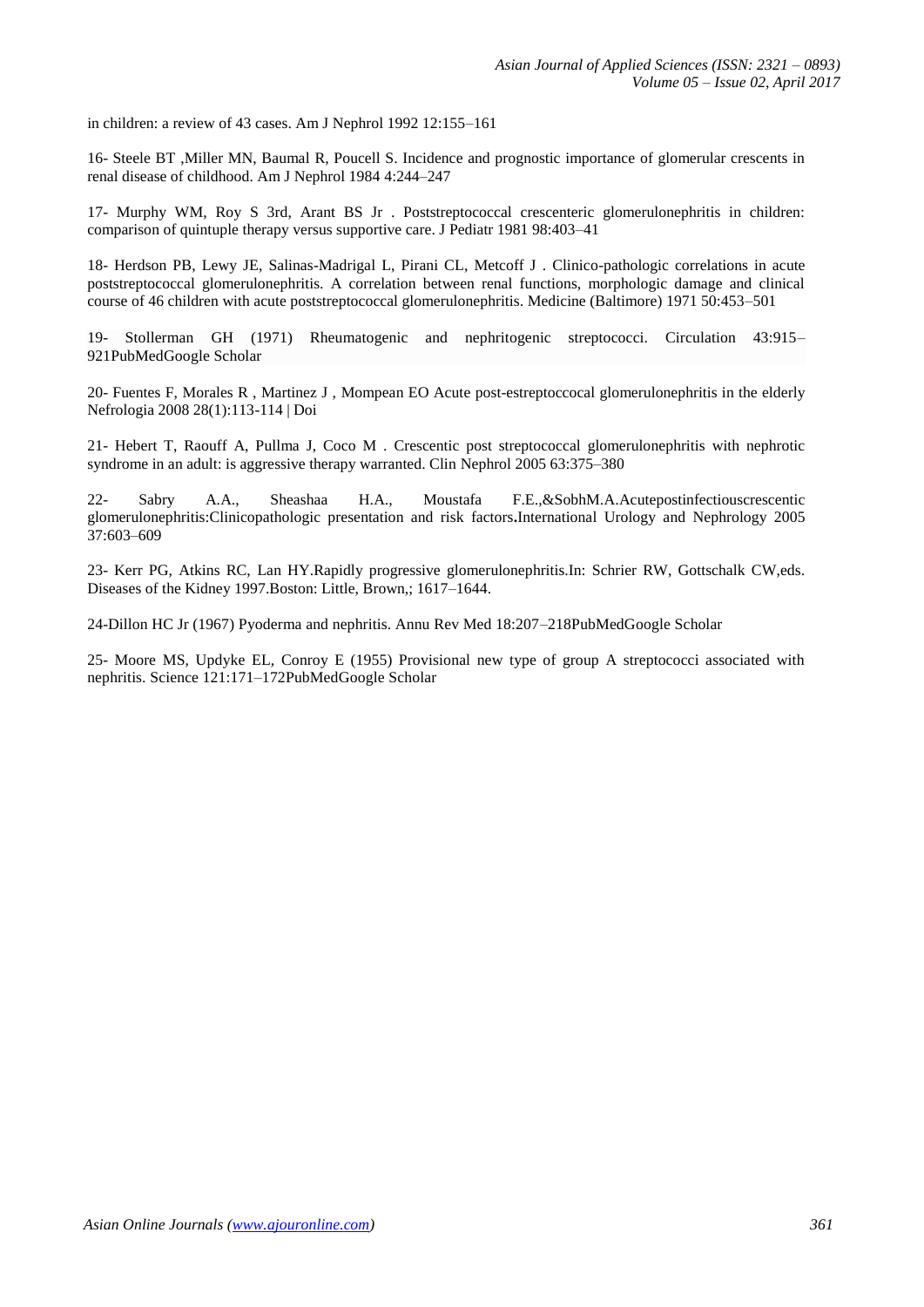in children: a review of 43 cases. Am J Nephrol 1992 12:155–161

16- Steele BT ,Miller MN, Baumal R, Poucell S. Incidence and prognostic importance of glomerular crescents in renal disease of childhood. Am J Nephrol 1984 4:244–247

17- Murphy WM, Roy S 3rd, Arant BS Jr . Poststreptococcal crescenteric glomerulonephritis in children: comparison of quintuple therapy versus supportive care. J Pediatr 1981 98:403–41

18- Herdson PB, Lewy JE, Salinas-Madrigal L, Pirani CL, Metcoff J . Clinico-pathologic correlations in acute poststreptococcal glomerulonephritis. A correlation between renal functions, morphologic damage and clinical course of 46 children with acute poststreptococcal glomerulonephritis. Medicine (Baltimore) 1971 50:453–501

19- Stollerman GH (1971) Rheumatogenic and nephritogenic streptococci. Circulation 43:915–921PubMedGoogle Scholar

20- Fuentes F, Morales R , Martinez J , Mompean EO Acute post-estreptoccocal glomerulonephritis in the elderly Nefrologia 2008 28(1):113-114 | Doi

21- Hebert T, Raouff A, Pullma J, Coco M . Crescentic post streptococcal glomerulonephritis with nephrotic syndrome in an adult: is aggressive therapy warranted. Clin Nephrol 2005 63:375–380

22- Sabry A.A., Sheashaa H.A., Moustafa F.E.,&SobhM.A.Acutepostinfectiouscrescentic glomerulonephritis:Clinicopathologic presentation and risk factors**.**International Urology and Nephrology 2005 37:603–609

23- Kerr PG, Atkins RC, Lan HY.Rapidly progressive glomerulonephritis.In: Schrier RW, Gottschalk CW,eds. Diseases of the Kidney 1997.Boston: Little, Brown,; 1617–1644.

24-Dillon HC Jr (1967) Pyoderma and nephritis. Annu Rev Med 18:207–218PubMedGoogle Scholar

25- Moore MS, Updyke EL, Conroy E (1955) Provisional new type of group A streptococci associated with nephritis. Science 121:171–172PubMedGoogle Scholar